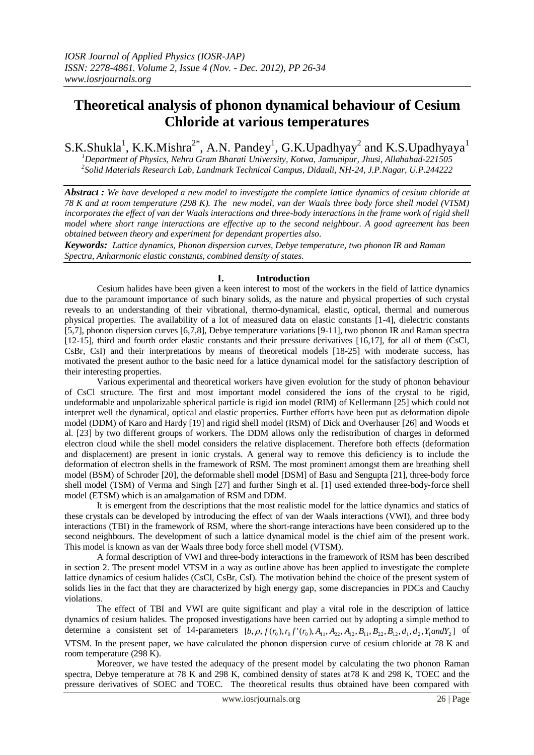# Theoretical analysis of phonon dynamical behaviour of Cesium Chloride at various temperatures

S.K.Shukla[1], K.K.Mishra[2*], A.N. Pandey[1], G.K.Upadhyay[2] and K.S.Upadhyaya[1]

[1]*Department of Physics, Nehru Gram Bharati University, Kotwa, Jamunipur, Jhusi, Allahabad-221505*
[2]*Solid Materials Research Lab, Landmark Technical Campus, Didauli, NH-24, J.P.Nagar, U.P.244222*

***Abstract :*** *We have developed a new model to investigate the complete lattice dynamics of cesium chloride at 78 K and at room temperature (298 K). The new model, van der Waals three body force shell model (VTSM) incorporates the effect of van der Waals interactions and three-body interactions in the frame work of rigid shell model where short range interactions are effective up to the second neighbour. A good agreement has been obtained between theory and experiment for dependant properties also.*

***Keywords:*** *Lattice dynamics, Phonon dispersion curves, Debye temperature, two phonon IR and Raman Spectra, Anharmonic elastic constants, combined density of states.*

## I. Introduction

Cesium halides have been given a keen interest to most of the workers in the field of lattice dynamics due to the paramount importance of such binary solids, as the nature and physical properties of such crystal reveals to an understanding of their vibrational, thermo-dynamical, elastic, optical, thermal and numerous physical properties. The availability of a lot of measured data on elastic constants [1-4], dielectric constants [5,7], phonon dispersion curves [6,7,8], Debye temperature variations [9-11], two phonon IR and Raman spectra [12-15], third and fourth order elastic constants and their pressure derivatives [16,17], for all of them (CsCl, CsBr, CsI) and their interpretations by means of theoretical models [18-25] with moderate success, has motivated the present author to the basic need for a lattice dynamical model for the satisfactory description of their interesting properties.

Various experimental and theoretical workers have given evolution for the study of phonon behaviour of CsCl structure. The first and most important model considered the ions of the crystal to be rigid, undeformable and unpolarizable spherical particle is rigid ion model (RIM) of Kellermann [25] which could not interpret well the dynamical, optical and elastic properties. Further efforts have been put as deformation dipole model (DDM) of Karo and Hardy [19] and rigid shell model (RSM) of Dick and Overhauser [26] and Woods et al. [23] by two different groups of workers. The DDM allows only the redistribution of charges in deformed electron cloud while the shell model considers the relative displacement. Therefore both effects (deformation and displacement) are present in ionic crystals. A general way to remove this deficiency is to include the deformation of electron shells in the framework of RSM. The most prominent amongst them are breathing shell model (BSM) of Schroder [20], the deformable shell model [DSM] of Basu and Sengupta [21], three-body force shell model (TSM) of Verma and Singh [27] and further Singh et al. [1] used extended three-body-force shell model (ETSM) which is an amalgamation of RSM and DDM.

It is emergent from the descriptions that the most realistic model for the lattice dynamics and statics of these crystals can be developed by introducing the effect of van der Waals interactions (VWI), and three body interactions (TBI) in the framework of RSM, where the short-range interactions have been considered up to the second neighbours. The development of such a lattice dynamical model is the chief aim of the present work. This model is known as van der Waals three body force shell model (VTSM).

A formal description of VWI and three-body interactions in the framework of RSM has been described in section 2. The present model VTSM in a way as outline above has been applied to investigate the complete lattice dynamics of cesium halides (CsCl, CsBr, CsI). The motivation behind the choice of the present system of solids lies in the fact that they are characterized by high energy gap, some discrepancies in PDCs and Cauchy violations.

The effect of TBI and VWI are quite significant and play a vital role in the description of lattice dynamics of cesium halides. The proposed investigations have been carried out by adopting a simple method to determine a consistent set of 14-parameters $[b, \rho, f(r_0), r_0 f'(r_0), A_{11}, A_{22}, A_{12}, B_{11}, B_{22}, B_{12}, d_1, d_2, Y_1 and Y_2]$ of VTSM. In the present paper, we have calculated the phonon dispersion curve of cesium chloride at 78 K and room temperature (298 K).

Moreover, we have tested the adequacy of the present model by calculating the two phonon Raman spectra, Debye temperature at 78 K and 298 K, combined density of states at78 K and 298 K, TOEC and the pressure derivatives of SOEC and TOEC. The theoretical results thus obtained have been compared with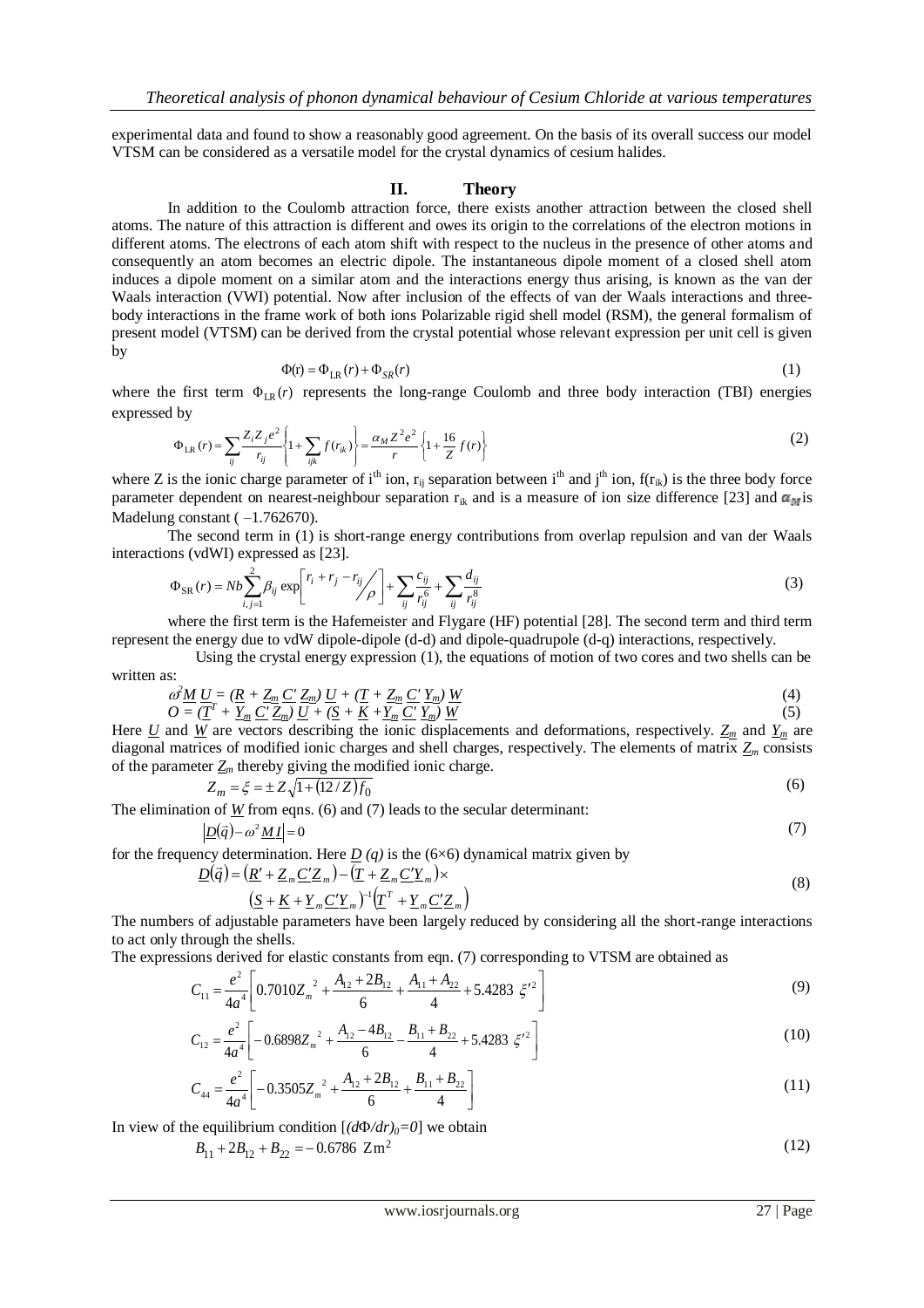experimental data and found to show a reasonably good agreement. On the basis of its overall success our model VTSM can be considered as a versatile model for the crystal dynamics of cesium halides.

## II. Theory

In addition to the Coulomb attraction force, there exists another attraction between the closed shell atoms. The nature of this attraction is different and owes its origin to the correlations of the electron motions in different atoms. The electrons of each atom shift with respect to the nucleus in the presence of other atoms and consequently an atom becomes an electric dipole. The instantaneous dipole moment of a closed shell atom induces a dipole moment on a similar atom and the interactions energy thus arising, is known as the van der Waals interaction (VWI) potential. Now after inclusion of the effects of van der Waals interactions and three-body interactions in the frame work of both ions Polarizable rigid shell model (RSM), the general formalism of present model (VTSM) can be derived from the crystal potential whose relevant expression per unit cell is given by

$$\Phi(\mathrm{r}) = \Phi_{\mathrm{LR}}(r) + \Phi_{SR}(r) \tag{1}$$

where the first term $\Phi_{\mathrm{LR}}(r)$ represents the long-range Coulomb and three body interaction (TBI) energies expressed by

$$\Phi_{\mathrm{LR}}(r) = \sum_{ij} \frac{Z_i Z_j e^2}{r_{ij}} \left\{ 1 + \sum_{ijk} f(r_{ik}) \right\} = \frac{\alpha_M Z^2 e^2}{r} \left\{ 1 + \frac{16}{Z} f(r) \right\} \tag{2}$$

where Z is the ionic charge parameter of i[th] ion, $r_{ij}$ separation between i[th] and j[th] ion, $f(r_{ik})$ is the three body force parameter dependent on nearest-neighbour separation $r_{ik}$ and is a measure of ion size difference [23] and $\alpha_M$ is Madelung constant ( –1.762670).

The second term in (1) is short-range energy contributions from overlap repulsion and van der Waals interactions (vdWI) expressed as [23].

$$\Phi_{\mathrm{SR}}(r) = Nb \sum_{i,j=1}^{2} \beta_{ij} \exp\left[ {r_i + r_j - r_{ij}} \big/ {\rho} \right] + \sum_{ij} \frac{c_{ij}}{r_{ij}^6} + \sum_{ij} \frac{d_{ij}}{r_{ij}^8} \tag{3}$$

where the first term is the Hafemeister and Flygare (HF) potential [28]. The second term and third term represent the energy due to vdW dipole-dipole (d-d) and dipole-quadrupole (d-q) interactions, respectively.

Using the crystal energy expression (1), the equations of motion of two cores and two shells can be written as:

$$\omega^2 \underline{M}\, \underline{U} = (\underline{R} + \underline{Z_m}\, \underline{C'}\, \underline{Z_m})\, \underline{U} + (\underline{T} + \underline{Z_m}\, \underline{C'}\, \underline{Y_m})\, \underline{W} \tag{4}$$

$$O = (\underline{T}^T + \underline{Y_m}\, \underline{C'}\, \underline{Z_m})\, \underline{U} + (\underline{S} + \underline{K} + \underline{Y_m}\, \underline{C'}\, \underline{Y_m})\, \underline{W} \tag{5}$$

Here $\underline{U}$ and $\underline{W}$ are vectors describing the ionic displacements and deformations, respectively. $\underline{Z_m}$ and $\underline{Y_m}$ are diagonal matrices of modified ionic charges and shell charges, respectively. The elements of matrix $\underline{Z_m}$ consists of the parameter $\underline{Z_m}$ thereby giving the modified ionic charge.

$$Z_m = \xi = \pm Z\sqrt{1 + (12/Z) f_0} \tag{6}$$

The elimination of $\underline{W}$ from eqns. (6) and (7) leads to the secular determinant:

$$\left| \underline{D}(\vec{q}) - \omega^2 \underline{M}\, \underline{I} \right| = 0 \tag{7}$$

for the frequency determination. Here $\underline{D}\,(q)$ is the (6×6) dynamical matrix given by

$$\underline{D}(\vec{q}) = (\underline{R'} + \underline{Z}_m \underline{C'} \underline{Z}_m) - (\underline{T} + \underline{Z}_m \underline{C'} \underline{Y}_m) \times (\underline{S} + \underline{K} + \underline{Y}_m \underline{C'} \underline{Y}_m)^{-1} (\underline{T}^T + \underline{Y}_m \underline{C'} \underline{Z}_m) \tag{8}$$

The numbers of adjustable parameters have been largely reduced by considering all the short-range interactions to act only through the shells.

The expressions derived for elastic constants from eqn. (7) corresponding to VTSM are obtained as

$$C_{11} = \frac{e^2}{4a^4} \left[ 0.7010 Z_m{}^2 + \frac{A_{12} + 2B_{12}}{6} + \frac{A_{11} + A_{22}}{4} + 5.4283\ \xi'^2 \right] \tag{9}$$

$$C_{12} = \frac{e^2}{4a^4} \left[ -0.6898 Z_m{}^2 + \frac{A_{12} - 4B_{12}}{6} - \frac{B_{11} + B_{22}}{4} + 5.4283\ \xi'^2 \right] \tag{10}$$

$$C_{44} = \frac{e^2}{4a^4} \left[ -0.3505 Z_m{}^2 + \frac{A_{12} + 2B_{12}}{6} + \frac{B_{11} + B_{22}}{4} \right] \tag{11}$$

In view of the equilibrium condition [$(d\Phi/dr)_0 = 0$] we obtain

$$B_{11} + 2B_{12} + B_{22} = -0.6786\ \mathrm{Zm}^2 \tag{12}$$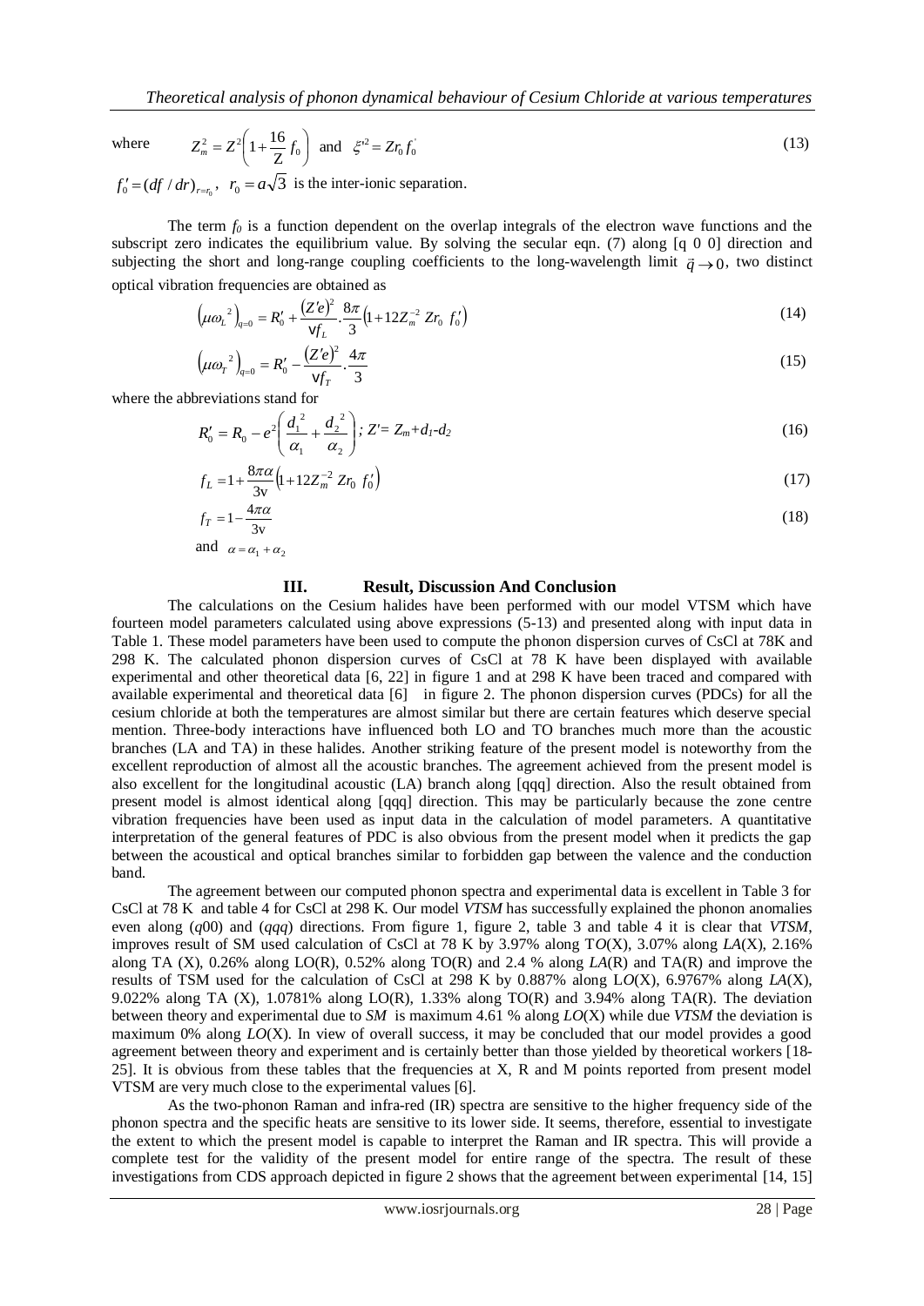where $$Z_m^2 = Z^2\left(1+\frac{16}{Z}f_0\right) \text{ and } \xi'^2 = Zr_0 f_0' \tag{13}$$

$f_0' = (df/dr)_{r=r_0}$, $r_0 = a\sqrt{3}$ is the inter-ionic separation.

The term $f_0$ is a function dependent on the overlap integrals of the electron wave functions and the subscript zero indicates the equilibrium value. By solving the secular eqn. (7) along [q 0 0] direction and subjecting the short and long-range coupling coefficients to the long-wavelength limit $\vec{q} \to 0$, two distinct optical vibration frequencies are obtained as

$$\left(\mu\omega_L^{\ 2}\right)_{q=0} = R_0' + \frac{(Z'e)^2}{vf_L}\cdot\frac{8\pi}{3}\left(1+12Z_m^{-2}\ Zr_0\ f_0'\right) \tag{14}$$

$$\left(\mu\omega_T^{\ 2}\right)_{q=0} = R_0' - \frac{(Z'e)^2}{vf_T}\cdot\frac{4\pi}{3} \tag{15}$$

where the abbreviations stand for

$$R_0' = R_0 - e^2\left(\frac{d_1^{\ 2}}{\alpha_1}+\frac{d_2^{\ 2}}{\alpha_2}\right);\ Z' = Z_m + d_1 - d_2 \tag{16}$$

$$f_L = 1+\frac{8\pi\alpha}{3v}\left(1+12Z_m^{-2}\ Zr_0\ f_0'\right) \tag{17}$$

$$f_T = 1-\frac{4\pi\alpha}{3v} \tag{18}$$

and $\alpha = \alpha_1 + \alpha_2$

## III. Result, Discussion And Conclusion

The calculations on the Cesium halides have been performed with our model VTSM which have fourteen model parameters calculated using above expressions (5-13) and presented along with input data in Table 1. These model parameters have been used to compute the phonon dispersion curves of CsCl at 78K and 298 K. The calculated phonon dispersion curves of CsCl at 78 K have been displayed with available experimental and other theoretical data [6, 22] in figure 1 and at 298 K have been traced and compared with available experimental and theoretical data [6] in figure 2. The phonon dispersion curves (PDCs) for all the cesium chloride at both the temperatures are almost similar but there are certain features which deserve special mention. Three-body interactions have influenced both LO and TO branches much more than the acoustic branches (LA and TA) in these halides. Another striking feature of the present model is noteworthy from the excellent reproduction of almost all the acoustic branches. The agreement achieved from the present model is also excellent for the longitudinal acoustic (LA) branch along [qqq] direction. Also the result obtained from present model is almost identical along [qqq] direction. This may be particularly because the zone centre vibration frequencies have been used as input data in the calculation of model parameters. A quantitative interpretation of the general features of PDC is also obvious from the present model when it predicts the gap between the acoustical and optical branches similar to forbidden gap between the valence and the conduction band.

The agreement between our computed phonon spectra and experimental data is excellent in Table 3 for CsCl at 78 K and table 4 for CsCl at 298 K. Our model *VTSM* has successfully explained the phonon anomalies even along (*q*00) and (*qqq*) directions. From figure 1, figure 2, table 3 and table 4 it is clear that *VTSM*, improves result of SM used calculation of CsCl at 78 K by 3.97% along T*O*(X), 3.07% along *LA*(X), 2.16% along TA (X), 0.26% along LO(R), 0.52% along TO(R) and 2.4 % along *LA*(R) and TA(R) and improve the results of TSM used for the calculation of CsCl at 298 K by 0.887% along L*O*(X), 6.9767% along *LA*(X), 9.022% along TA (X), 1.0781% along LO(R), 1.33% along TO(R) and 3.94% along TA(R). The deviation between theory and experimental due to *SM* is maximum 4.61 % along *LO*(X) while due *VTSM* the deviation is maximum 0% along *LO*(X). In view of overall success, it may be concluded that our model provides a good agreement between theory and experiment and is certainly better than those yielded by theoretical workers [18-25]. It is obvious from these tables that the frequencies at X, R and M points reported from present model VTSM are very much close to the experimental values [6].

As the two-phonon Raman and infra-red (IR) spectra are sensitive to the higher frequency side of the phonon spectra and the specific heats are sensitive to its lower side. It seems, therefore, essential to investigate the extent to which the present model is capable to interpret the Raman and IR spectra. This will provide a complete test for the validity of the present model for entire range of the spectra. The result of these investigations from CDS approach depicted in figure 2 shows that the agreement between experimental [14, 15]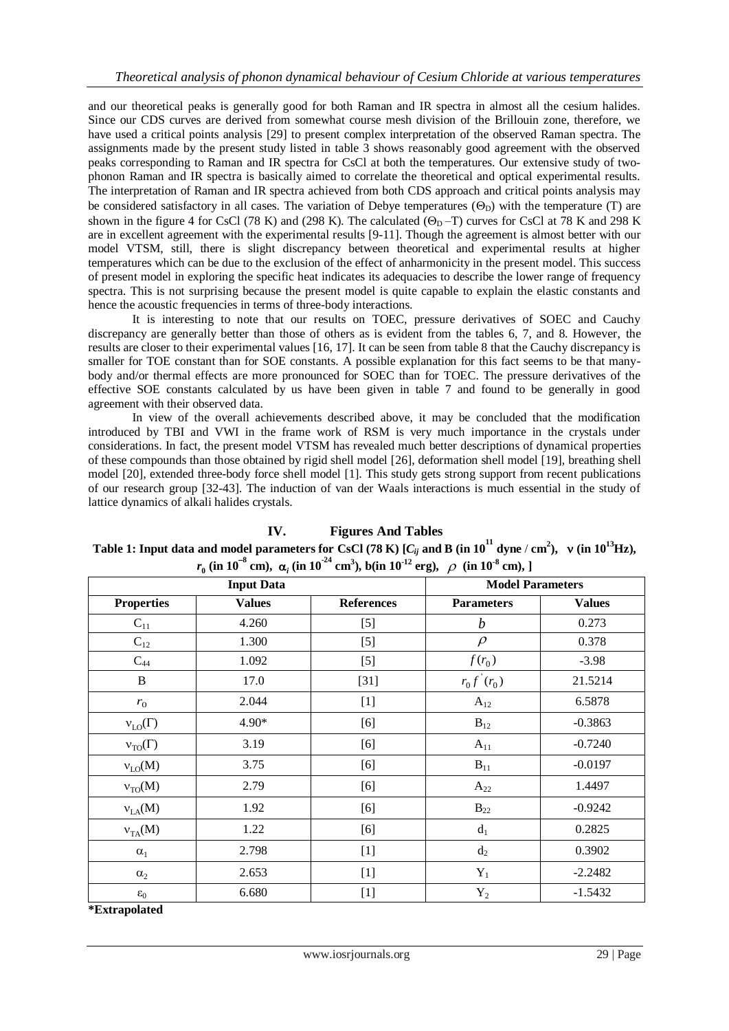and our theoretical peaks is generally good for both Raman and IR spectra in almost all the cesium halides. Since our CDS curves are derived from somewhat course mesh division of the Brillouin zone, therefore, we have used a critical points analysis [29] to present complex interpretation of the observed Raman spectra. The assignments made by the present study listed in table 3 shows reasonably good agreement with the observed peaks corresponding to Raman and IR spectra for CsCl at both the temperatures. Our extensive study of two-phonon Raman and IR spectra is basically aimed to correlate the theoretical and optical experimental results. The interpretation of Raman and IR spectra achieved from both CDS approach and critical points analysis may be considered satisfactory in all cases. The variation of Debye temperatures ($\Theta_D$) with the temperature (T) are shown in the figure 4 for CsCl (78 K) and (298 K). The calculated ($\Theta_D$ –T) curves for CsCl at 78 K and 298 K are in excellent agreement with the experimental results [9-11]. Though the agreement is almost better with our model VTSM, still, there is slight discrepancy between theoretical and experimental results at higher temperatures which can be due to the exclusion of the effect of anharmonicity in the present model. This success of present model in exploring the specific heat indicates its adequacies to describe the lower range of frequency spectra. This is not surprising because the present model is quite capable to explain the elastic constants and hence the acoustic frequencies in terms of three-body interactions.

It is interesting to note that our results on TOEC, pressure derivatives of SOEC and Cauchy discrepancy are generally better than those of others as is evident from the tables 6, 7, and 8. However, the results are closer to their experimental values [16, 17]. It can be seen from table 8 that the Cauchy discrepancy is smaller for TOE constant than for SOE constants. A possible explanation for this fact seems to be that many-body and/or thermal effects are more pronounced for SOEC than for TOEC. The pressure derivatives of the effective SOE constants calculated by us have been given in table 7 and found to be generally in good agreement with their observed data.

In view of the overall achievements described above, it may be concluded that the modification introduced by TBI and VWI in the frame work of RSM is very much importance in the crystals under considerations. In fact, the present model VTSM has revealed much better descriptions of dynamical properties of these compounds than those obtained by rigid shell model [26], deformation shell model [19], breathing shell model [20], extended three-body force shell model [1]. This study gets strong support from recent publications of our research group [32-43]. The induction of van der Waals interactions is much essential in the study of lattice dynamics of alkali halides crystals.

## IV. Figures And Tables

**Table 1: Input data and model parameters for CsCl (78 K) [$C_{ij}$ and B (in $10^{11}$ dyne / cm$^2$), $\nu$ (in $10^{13}$Hz), $r_0$ (in $10^{-8}$ cm), $\alpha_i$ (in $10^{-24}$ cm$^3$), b(in $10^{-12}$ erg), $\rho$ (in $10^{-8}$ cm), ]**

| Input Data | | | Model Parameters | |
|---|---|---|---|---|
| **Properties** | **Values** | **References** | **Parameters** | **Values** |
| $C_{11}$ | 4.260 | [5] | $b$ | 0.273 |
| $C_{12}$ | 1.300 | [5] | $\rho$ | 0.378 |
| $C_{44}$ | 1.092 | [5] | $f(r_0)$ | -3.98 |
| B | 17.0 | [31] | $r_0 f'(r_0)$ | 21.5214 |
| $r_0$ | 2.044 | [1] | $A_{12}$ | 6.5878 |
| $\nu_{LO}(\Gamma)$ | 4.90* | [6] | $B_{12}$ | -0.3863 |
| $\nu_{TO}(\Gamma)$ | 3.19 | [6] | $A_{11}$ | -0.7240 |
| $\nu_{LO}(M)$ | 3.75 | [6] | $B_{11}$ | -0.0197 |
| $\nu_{TO}(M)$ | 2.79 | [6] | $A_{22}$ | 1.4497 |
| $\nu_{LA}(M)$ | 1.92 | [6] | $B_{22}$ | -0.9242 |
| $\nu_{TA}(M)$ | 1.22 | [6] | $d_1$ | 0.2825 |
| $\alpha_1$ | 2.798 | [1] | $d_2$ | 0.3902 |
| $\alpha_2$ | 2.653 | [1] | $Y_1$ | -2.2482 |
| $\varepsilon_0$ | 6.680 | [1] | $Y_2$ | -1.5432 |

**\*Extrapolated**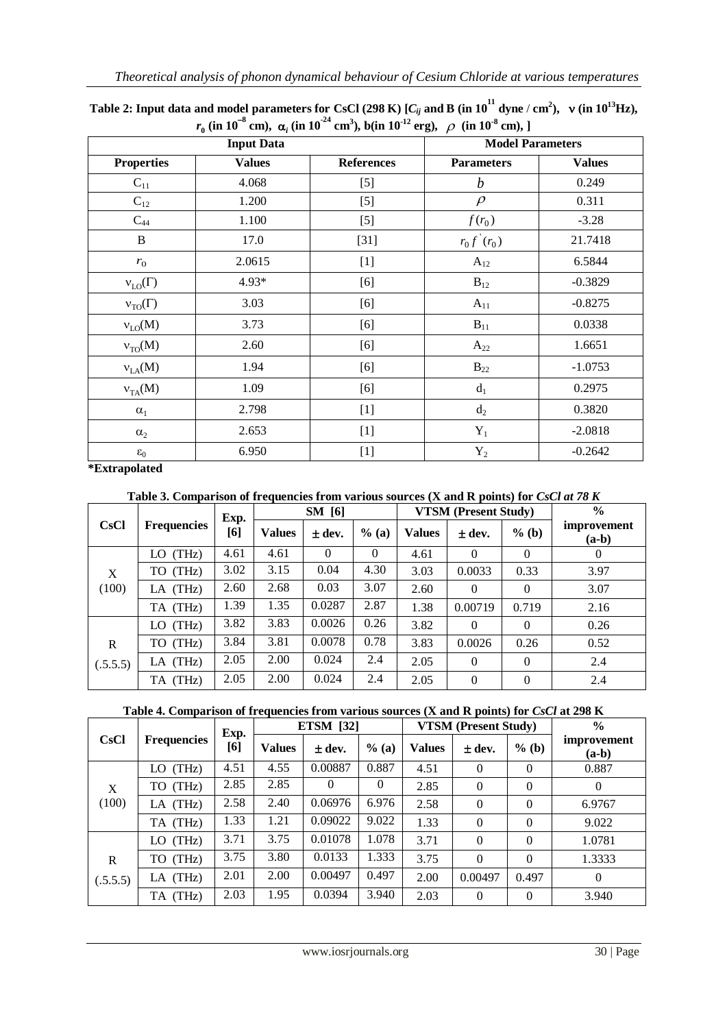**Table 2: Input data and model parameters for CsCl (298 K) [$C_{ij}$ and B (in $10^{11}$ dyne / cm$^2$), $\nu$ (in $10^{13}$Hz), $r_0$ (in $10^{-8}$ cm), $\alpha_i$ (in $10^{-24}$ cm$^3$), b(in $10^{-12}$ erg), $\rho$ (in $10^{-8}$ cm), ]**

| Input Data | | | Model Parameters | |
|---|---|---|---|---|
| **Properties** | **Values** | **References** | **Parameters** | **Values** |
| $C_{11}$ | 4.068 | [5] | $b$ | 0.249 |
| $C_{12}$ | 1.200 | [5] | $\rho$ | 0.311 |
| $C_{44}$ | 1.100 | [5] | $f(r_0)$ | -3.28 |
| B | 17.0 | [31] | $r_0 f'(r_0)$ | 21.7418 |
| $r_0$ | 2.0615 | [1] | $A_{12}$ | 6.5844 |
| $\nu_{LO}(\Gamma)$ | 4.93* | [6] | $B_{12}$ | -0.3829 |
| $\nu_{TO}(\Gamma)$ | 3.03 | [6] | $A_{11}$ | -0.8275 |
| $\nu_{LO}(M)$ | 3.73 | [6] | $B_{11}$ | 0.0338 |
| $\nu_{TO}(M)$ | 2.60 | [6] | $A_{22}$ | 1.6651 |
| $\nu_{LA}(M)$ | 1.94 | [6] | $B_{22}$ | -1.0753 |
| $\nu_{TA}(M)$ | 1.09 | [6] | $d_1$ | 0.2975 |
| $\alpha_1$ | 2.798 | [1] | $d_2$ | 0.3820 |
| $\alpha_2$ | 2.653 | [1] | $Y_1$ | -2.0818 |
| $\varepsilon_0$ | 6.950 | [1] | $Y_2$ | -0.2642 |

**\*Extrapolated**

**Table 3. Comparison of frequencies from various sources (X and R points) for *CsCl at 78 K***

| CsCl | Frequencies | Exp. [6] | SM [6] | | | VTSM (Present Study) | | | % improvement (a-b) |
|---|---|---|---|---|---|---|---|---|---|
| | | | Values | ± dev. | % (a) | Values | ± dev. | % (b) | |
| X (100) | LO (THz) | 4.61 | 4.61 | 0 | 0 | 4.61 | 0 | 0 | 0 |
| | TO (THz) | 3.02 | 3.15 | 0.04 | 4.30 | 3.03 | 0.0033 | 0.33 | 3.97 |
| | LA (THz) | 2.60 | 2.68 | 0.03 | 3.07 | 2.60 | 0 | 0 | 3.07 |
| | TA (THz) | 1.39 | 1.35 | 0.0287 | 2.87 | 1.38 | 0.00719 | 0.719 | 2.16 |
| R (.5.5.5) | LO (THz) | 3.82 | 3.83 | 0.0026 | 0.26 | 3.82 | 0 | 0 | 0.26 |
| | TO (THz) | 3.84 | 3.81 | 0.0078 | 0.78 | 3.83 | 0.0026 | 0.26 | 0.52 |
| | LA (THz) | 2.05 | 2.00 | 0.024 | 2.4 | 2.05 | 0 | 0 | 2.4 |
| | TA (THz) | 2.05 | 2.00 | 0.024 | 2.4 | 2.05 | 0 | 0 | 2.4 |

**Table 4. Comparison of frequencies from various sources (X and R points) for *CsCl* at 298 K**

| CsCl | Frequencies | Exp. [6] | ETSM [32] | | | VTSM (Present Study) | | | % improvement (a-b) |
|---|---|---|---|---|---|---|---|---|---|
| | | | Values | ± dev. | % (a) | Values | ± dev. | % (b) | |
| X (100) | LO (THz) | 4.51 | 4.55 | 0.00887 | 0.887 | 4.51 | 0 | 0 | 0.887 |
| | TO (THz) | 2.85 | 2.85 | 0 | 0 | 2.85 | 0 | 0 | 0 |
| | LA (THz) | 2.58 | 2.40 | 0.06976 | 6.976 | 2.58 | 0 | 0 | 6.9767 |
| | TA (THz) | 1.33 | 1.21 | 0.09022 | 9.022 | 1.33 | 0 | 0 | 9.022 |
| R (.5.5.5) | LO (THz) | 3.71 | 3.75 | 0.01078 | 1.078 | 3.71 | 0 | 0 | 1.0781 |
| | TO (THz) | 3.75 | 3.80 | 0.0133 | 1.333 | 3.75 | 0 | 0 | 1.3333 |
| | LA (THz) | 2.01 | 2.00 | 0.00497 | 0.497 | 2.00 | 0.00497 | 0.497 | 0 |
| | TA (THz) | 2.03 | 1.95 | 0.0394 | 3.940 | 2.03 | 0 | 0 | 3.940 |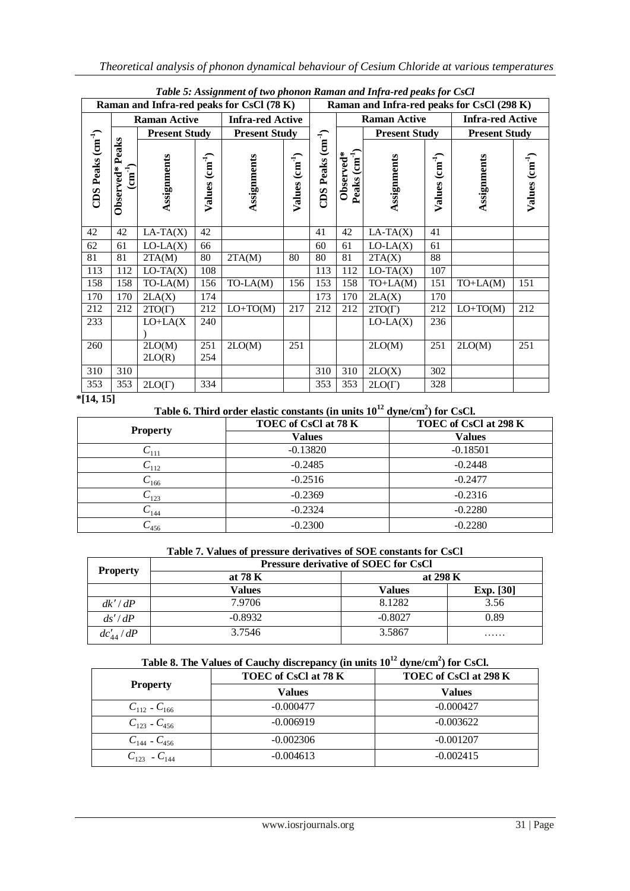*Table 5: Assignment of two phonon Raman and Infra-red peaks for CsCl*

| Raman and Infra-red peaks for CsCl (78 K) | | | | | | Raman and Infra-red peaks for CsCl (298 K) | | | | | |
|---|---|---|---|---|---|---|---|---|---|---|---|
| | Raman Active | | | Infra-red Active | | | Raman Active | | | Infra-red Active | |
| | | Present Study | | Present Study | | | | Present Study | | Present Study | |
| CDS Peaks ($cm^{-1}$) | Observed* Peaks ($cm^{-1}$) | Assignments | Values ($cm^{-1}$) | Assignments | Values ($cm^{-1}$) | CDS Peaks ($cm^{-1}$) | Observed* Peaks ($cm^{-1}$) | Assignments | Values ($cm^{-1}$) | Assignments | Values ($cm^{-1}$) |
| 42 | 42 | LA-TA(X) | 42 | | | 41 | 42 | LA-TA(X) | 41 | | |
| 62 | 61 | LO-LA(X) | 66 | | | 60 | 61 | LO-LA(X) | 61 | | |
| 81 | 81 | 2TA(M) | 80 | 2TA(M) | 80 | 80 | 81 | 2TA(X) | 88 | | |
| 113 | 112 | LO-TA(X) | 108 | | | 113 | 112 | LO-TA(X) | 107 | | |
| 158 | 158 | TO-LA(M) | 156 | TO-LA(M) | 156 | 153 | 158 | TO+LA(M) | 151 | TO+LA(M) | 151 |
| 170 | 170 | 2LA(X) | 174 | | | 173 | 170 | 2LA(X) | 170 | | |
| 212 | 212 | 2TO(Γ) | 212 | LO+TO(M) | 217 | 212 | 212 | 2TO(Γ) | 212 | LO+TO(M) | 212 |
| 233 | | LO+LA(X) | 240 | | | | | LO-LA(X) | 236 | | |
| 260 | | 2LO(M) 2LO(R) | 251 254 | 2LO(M) | 251 | | | 2LO(M) | 251 | 2LO(M) | 251 |
| 310 | 310 | | | | | 310 | 310 | 2LO(X) | 302 | | |
| 353 | 353 | 2LO(Γ) | 334 | | | 353 | 353 | 2LO(Γ) | 328 | | |

**\*[14, 15]**

**Table 6. Third order elastic constants (in units $10^{12}$ dyne/$cm^2$) for CsCl.**

| Property | TOEC of CsCl at 78 K | TOEC of CsCl at 298 K |
|---|---|---|
| | **Values** | **Values** |
| $C_{111}$ | -0.13820 | -0.18501 |
| $C_{112}$ | -0.2485 | -0.2448 |
| $C_{166}$ | -0.2516 | -0.2477 |
| $C_{123}$ | -0.2369 | -0.2316 |
| $C_{144}$ | -0.2324 | -0.2280 |
| $C_{456}$ | -0.2300 | -0.2280 |

**Table 7. Values of pressure derivatives of SOE constants for CsCl**

| Property | Pressure derivative of SOEC for CsCl | | |
|---|---|---|---|
| | at 78 K | at 298 K | |
| | **Values** | **Values** | **Exp. [30]** |
| $dk'/dP$ | 7.9706 | 8.1282 | 3.56 |
| $ds'/dP$ | -0.8932 | -0.8027 | 0.89 |
| $dc'_{44}/dP$ | 3.7546 | 3.5867 | …… |

**Table 8. The Values of Cauchy discrepancy (in units $10^{12}$ dyne/$cm^2$) for CsCl.**

| Property | TOEC of CsCl at 78 K | TOEC of CsCl at 298 K |
|---|---|---|
| | **Values** | **Values** |
| $C_{112}$ - $C_{166}$ | -0.000477 | -0.000427 |
| $C_{123}$ - $C_{456}$ | -0.006919 | -0.003622 |
| $C_{144}$ - $C_{456}$ | -0.002306 | -0.001207 |
| $C_{123}$ - $C_{144}$ | -0.004613 | -0.002415 |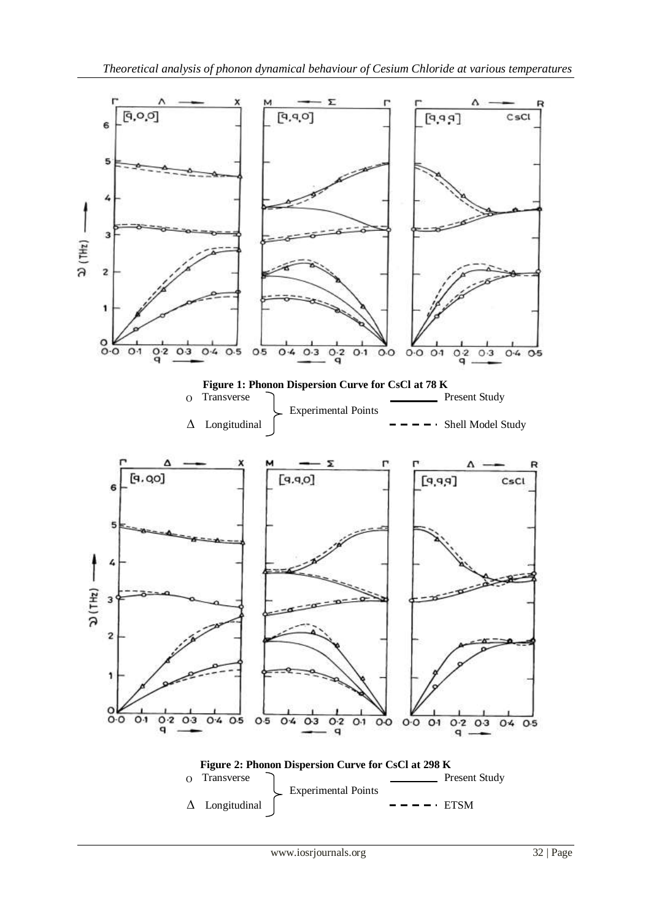**Figure 1: Phonon Dispersion Curve for CsCl at 78 K**

o Transverse, Δ Longitudinal — Experimental Points; ——— Present Study; - - - - Shell Model Study

**Figure 2: Phonon Dispersion Curve for CsCl at 298 K**

o Transverse, Δ Longitudinal — Experimental Points; ——— Present Study; - - - - ETSM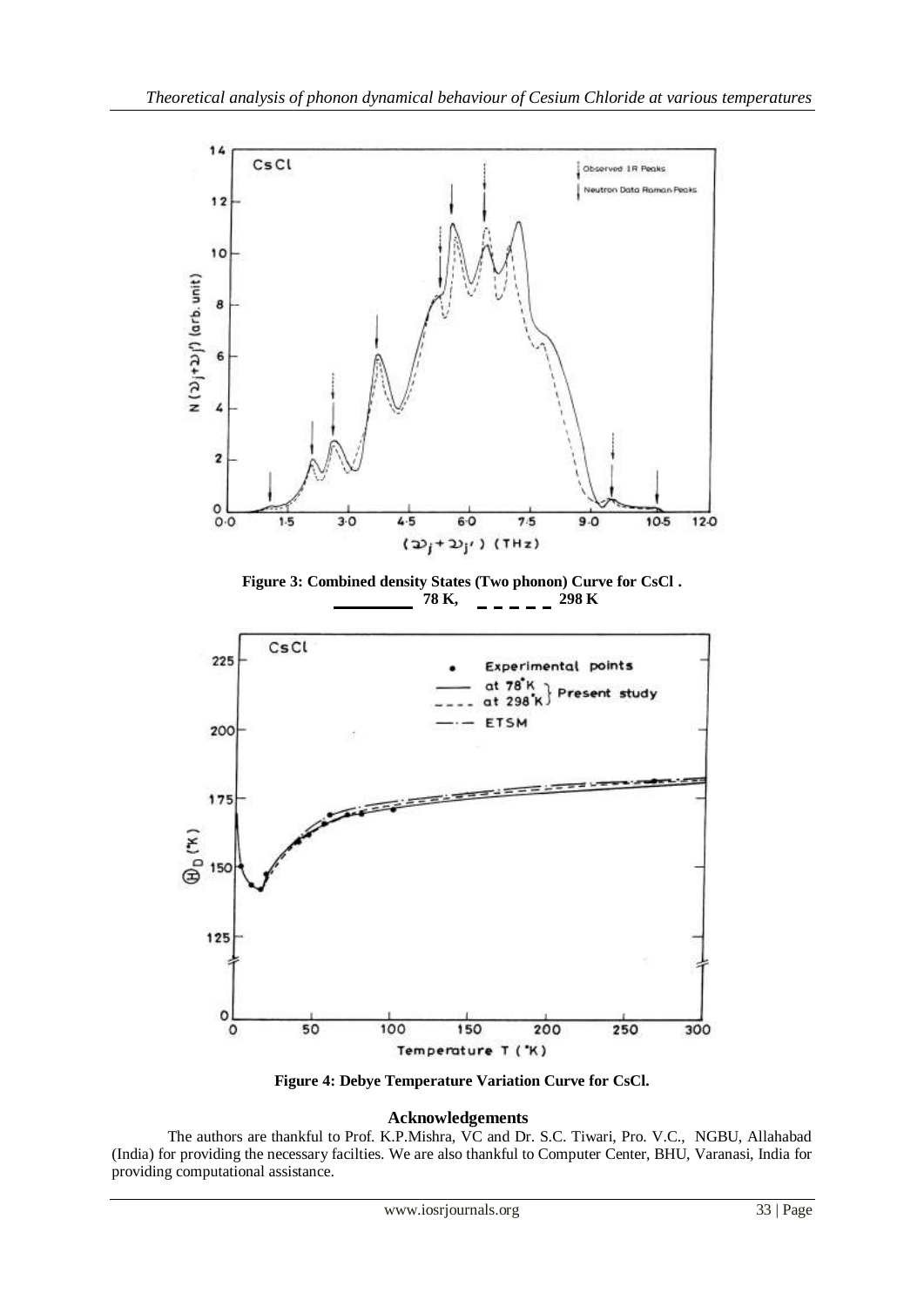**Figure 3: Combined density States (Two phonon) Curve for CsCl .**
**——— 78 K, - - - - - 298 K**

**Figure 4: Debye Temperature Variation Curve for CsCl.**

## Acknowledgements

The authors are thankful to Prof. K.P.Mishra, VC and Dr. S.C. Tiwari, Pro. V.C., NGBU, Allahabad (India) for providing the necessary facilties. We are also thankful to Computer Center, BHU, Varanasi, India for providing computational assistance.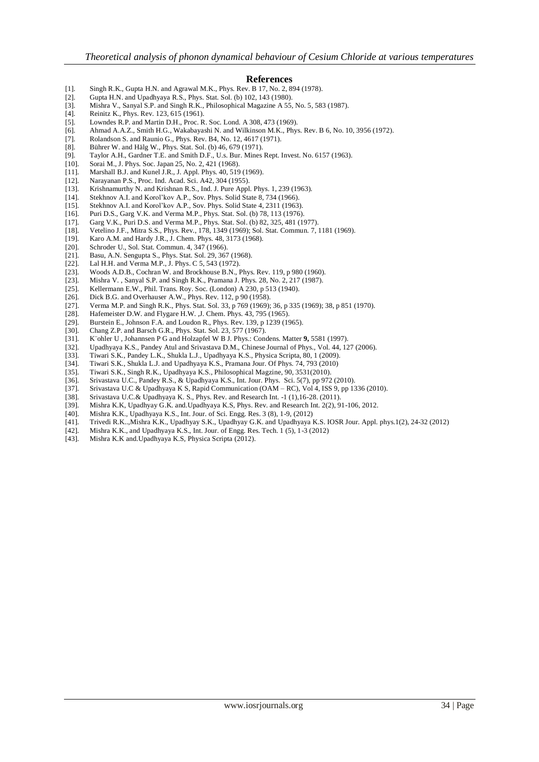## References

[1]. Singh R.K., Gupta H.N. and Agrawal M.K., Phys. Rev. B 17, No. 2, 894 (1978).
[2]. Gupta H.N. and Upadhyaya R.S., Phys. Stat. Sol. (b) 102, 143 (1980).
[3]. Mishra V., Sanyal S.P. and Singh R.K., Philosophical Magazine A 55, No. 5, 583 (1987).
[4]. Reinitz K., Phys. Rev. 123, 615 (1961).
[5]. Lowndes R.P. and Martin D.H., Proc. R. Soc. Lond. A 308, 473 (1969).
[6]. Ahmad A.A.Z., Smith H.G., Wakabayashi N. and Wilkinson M.K., Phys. Rev. B 6, No. 10, 3956 (1972).
[7]. Rolandson S. and Raunio G., Phys. Rev. B4, No. 12, 4617 (1971).
[8]. Bührer W. and Hälg W., Phys. Stat. Sol. (b) 46, 679 (1971).
[9]. Taylor A.H., Gardner T.E. and Smith D.F., U.s. Bur. Mines Rept. Invest. No. 6157 (1963).
[10]. Sorai M., J. Phys. Soc. Japan 25, No. 2, 421 (1968).
[11]. Marshall B.J. and Kunel J.R., J. Appl. Phys. 40, 519 (1969).
[12]. Narayanan P.S., Proc. Ind. Acad. Sci. A42, 304 (1955).
[13]. Krishnamurthy N. and Krishnan R.S., Ind. J. Pure Appl. Phys. 1, 239 (1963).
[14]. Stekhnov A.I. and Korol'kov A.P., Sov. Phys. Solid State 8, 734 (1966).
[15]. Stekhnov A.I. and Korol'kov A.P., Sov. Phys. Solid State 4, 2311 (1963).
[16]. Puri D.S., Garg V.K. and Verma M.P., Phys. Stat. Sol. (b) 78, 113 (1976).
[17]. Garg V.K., Puri D.S. and Verma M.P., Phys. Stat. Sol. (b) 82, 325, 481 (1977).
[18]. Vetelino J.F., Mitra S.S., Phys. Rev., 178, 1349 (1969); Sol. Stat. Commun. 7, 1181 (1969).
[19]. Karo A.M. and Hardy J.R., J. Chem. Phys. 48, 3173 (1968).
[20]. Schroder U., Sol. Stat. Commun. 4, 347 (1966).
[21]. Basu, A.N. Sengupta S., Phys. Stat. Sol. 29, 367 (1968).
[22]. Lal H.H. and Verma M.P., J. Phys. C 5, 543 (1972).
[23]. Woods A.D.B., Cochran W. and Brockhouse B.N., Phys. Rev. 119, p 980 (1960).
[23]. Mishra V. , Sanyal S.P. and Singh R.K., Pramana J. Phys. 28, No. 2, 217 (1987).
[25]. Kellermann E.W., Phil. Trans. Roy. Soc. (London) A 230, p 513 (1940).
[26]. Dick B.G. and Overhauser A.W., Phys. Rev. 112, p 90 (1958).
[27]. Verma M.P. and Singh R.K., Phys. Stat. Sol. 33, p 769 (1969); 36, p 335 (1969); 38, p 851 (1970).
[28]. Hafemeister D.W. and Flygare H.W. ,J. Chem. Phys. 43, 795 (1965).
[29]. Burstein E., Johnson F.A. and Loudon R., Phys. Rev. 139, p 1239 (1965).
[30]. Chang Z.P. and Barsch G.R., Phys. Stat. Sol. 23, 577 (1967).
[31]. K¨ohler U , Johannsen P G and Holzapfel W B J. Phys.: Condens. Matter **9,** 5581 (1997).
[32]. Upadhyaya K.S., Pandey Atul and Srivastava D.M., Chinese Journal of Phys., Vol. 44, 127 (2006).
[33]. Tiwari S.K., Pandey L.K., Shukla L.J., Upadhyaya K.S., Physica Scripta, 80, 1 (2009).
[34]. Tiwari S.K., Shukla L.J. and Upadhyaya K.S., Pramana Jour. Of Phys. 74, 793 (2010)
[35]. Tiwari S.K., Singh R.K., Upadhyaya K.S., Philosophical Magzine, 90, 3531(2010).
[36]. Srivastava U.C., Pandey R.S., & Upadhyaya K.S., Int. Jour. Phys. Sci. 5(7), pp 972 (2010).
[37]. Srivastava U.C & Upadhyaya K S, Rapid Communication (OAM – RC), Vol 4, ISS 9, pp 1336 (2010).
[38]. Srivastava U.C.& Upadhyaya K. S., Phys. Rev. and Research Int. -1 (1),16-28. (2011).
[39]. Mishra K.K, Upadhyay G.K. and.Upadhyaya K.S, Phys. Rev. and Research Int. 2(2), 91-106, 2012.
[40]. Mishra K.K., Upadhyaya K.S., Int. Jour. of Sci. Engg. Res. 3 (8), 1-9, (2012)
[41]. Trivedi R.K..,Mishra K.K., Upadhyay S.K., Upadhyay G.K. and Upadhyaya K.S. IOSR Jour. Appl. phys.1(2), 24-32 (2012)
[42]. Mishra K.K., and Upadhyaya K.S., Int. Jour. of Engg. Res. Tech. 1 (5), 1-3 (2012)
[43]. Mishra K.K and.Upadhyaya K.S, Physica Scripta (2012).